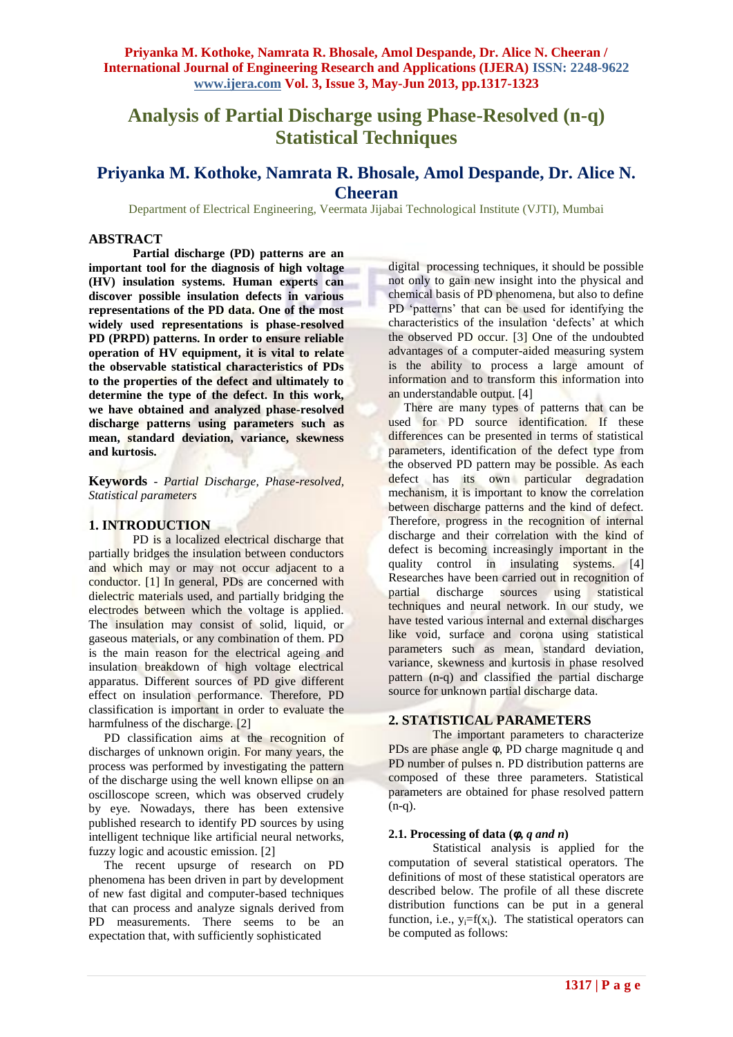# Analysis of Partial Discharge using Phase-Resolved (n-q) Statistical Techniques

## Priyanka M. Kothoke, Namrata R. Bhosale, Amol Despande, Dr. Alice N. Cheeran

Department of Electrical Engineering, Veermata Jijabai Technological Institute (VJTI), Mumbai

## ABSTRACT

**Partial discharge (PD) patterns are an important tool for the diagnosis of high voltage (HV) insulation systems. Human experts can discover possible insulation defects in various representations of the PD data. One of the most widely used representations is phase-resolved PD (PRPD) patterns. In order to ensure reliable operation of HV equipment, it is vital to relate the observable statistical characteristics of PDs to the properties of the defect and ultimately to determine the type of the defect. In this work, we have obtained and analyzed phase-resolved discharge patterns using parameters such as mean, standard deviation, variance, skewness and kurtosis.**

**Keywords** - *Partial Discharge, Phase-resolved, Statistical parameters*

## 1. INTRODUCTION

PD is a localized electrical discharge that partially bridges the insulation between conductors and which may or may not occur adjacent to a conductor. [1] In general, PDs are concerned with dielectric materials used, and partially bridging the electrodes between which the voltage is applied. The insulation may consist of solid, liquid, or gaseous materials, or any combination of them. PD is the main reason for the electrical ageing and insulation breakdown of high voltage electrical apparatus. Different sources of PD give different effect on insulation performance. Therefore, PD classification is important in order to evaluate the harmfulness of the discharge. [2]

PD classification aims at the recognition of discharges of unknown origin. For many years, the process was performed by investigating the pattern of the discharge using the well known ellipse on an oscilloscope screen, which was observed crudely by eye. Nowadays, there has been extensive published research to identify PD sources by using intelligent technique like artificial neural networks, fuzzy logic and acoustic emission. [2]

The recent upsurge of research on PD phenomena has been driven in part by development of new fast digital and computer-based techniques that can process and analyze signals derived from PD measurements. There seems to be an expectation that, with sufficiently sophisticated digital processing techniques, it should be possible not only to gain new insight into the physical and chemical basis of PD phenomena, but also to define PD 'patterns' that can be used for identifying the characteristics of the insulation 'defects' at which the observed PD occur. [3] One of the undoubted advantages of a computer-aided measuring system is the ability to process a large amount of information and to transform this information into an understandable output. [4]

There are many types of patterns that can be used for PD source identification. If these differences can be presented in terms of statistical parameters, identification of the defect type from the observed PD pattern may be possible. As each defect has its own particular degradation mechanism, it is important to know the correlation between discharge patterns and the kind of defect. Therefore, progress in the recognition of internal discharge and their correlation with the kind of defect is becoming increasingly important in the quality control in insulating systems. [4] Researches have been carried out in recognition of partial discharge sources using statistical techniques and neural network. In our study, we have tested various internal and external discharges like void, surface and corona using statistical parameters such as mean, standard deviation, variance, skewness and kurtosis in phase resolved pattern (n-q) and classified the partial discharge source for unknown partial discharge data.

## 2. STATISTICAL PARAMETERS

The important parameters to characterize PDs are phase angle φ, PD charge magnitude q and PD number of pulses n. PD distribution patterns are composed of these three parameters. Statistical parameters are obtained for phase resolved pattern (n-q).

### 2.1. Processing of data (*φ, q and n*)

Statistical analysis is applied for the computation of several statistical operators. The definitions of most of these statistical operators are described below. The profile of all these discrete distribution functions can be put in a general function, i.e., $y_i=f(x_i)$. The statistical operators can be computed as follows: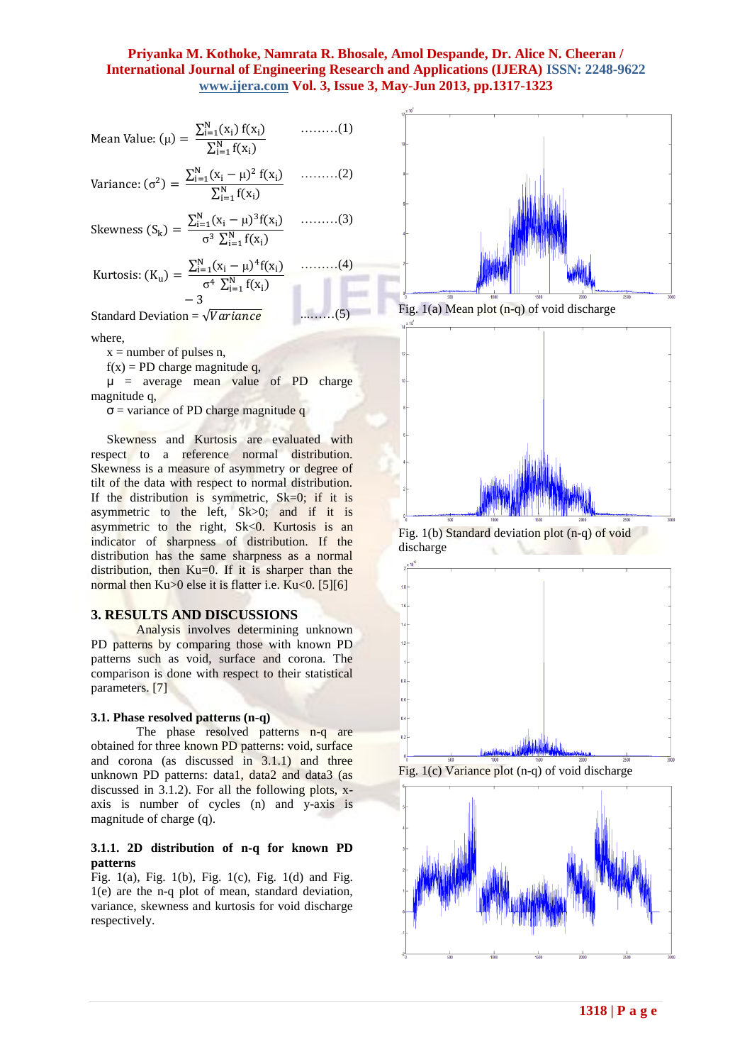$$\text{Mean Value: } (\mu) = \frac{\sum_{i=1}^{N} (x_i)\, f(x_i)}{\sum_{i=1}^{N} f(x_i)} \quad \text{.........(1)}$$

$$\text{Variance: } (\sigma^2) = \frac{\sum_{i=1}^{N} (x_i - \mu)^2\, f(x_i)}{\sum_{i=1}^{N} f(x_i)} \quad \text{.........(2)}$$

$$\text{Skewness } (S_k) = \frac{\sum_{i=1}^{N} (x_i - \mu)^3 f(x_i)}{\sigma^3 \sum_{i=1}^{N} f(x_i)} \quad \text{.........(3)}$$

$$\text{Kurtosis: } (K_u) = \frac{\sum_{i=1}^{N} (x_i - \mu)^4 f(x_i)}{\sigma^4 \sum_{i=1}^{N} f(x_i)} - 3 \quad \text{.........(4)}$$

$$\text{Standard Deviation} = \sqrt{Variance} \quad \text{.........(5)}$$

where,

x = number of pulses n,

f(x) = PD charge magnitude q,

μ = average mean value of PD charge magnitude q,

σ = variance of PD charge magnitude q

Skewness and Kurtosis are evaluated with respect to a reference normal distribution. Skewness is a measure of asymmetry or degree of tilt of the data with respect to normal distribution. If the distribution is symmetric, Sk=0; if it is asymmetric to the left, Sk>0; and if it is asymmetric to the right, Sk<0. Kurtosis is an indicator of sharpness of distribution. If the distribution has the same sharpness as a normal distribution, then Ku=0. If it is sharper than the normal then Ku>0 else it is flatter i.e. Ku<0. [5][6]

## 3. RESULTS AND DISCUSSIONS

Analysis involves determining unknown PD patterns by comparing those with known PD patterns such as void, surface and corona. The comparison is done with respect to their statistical parameters. [7]

### 3.1. Phase resolved patterns (n-q)

The phase resolved patterns n-q are obtained for three known PD patterns: void, surface and corona (as discussed in 3.1.1) and three unknown PD patterns: data1, data2 and data3 (as discussed in 3.1.2). For all the following plots, x-axis is number of cycles (n) and y-axis is magnitude of charge (q).

#### 3.1.1. 2D distribution of n-q for known PD patterns

Fig. 1(a), Fig. 1(b), Fig. 1(c), Fig. 1(d) and Fig. 1(e) are the n-q plot of mean, standard deviation, variance, skewness and kurtosis for void discharge respectively.

Fig. 1(a) Mean plot (n-q) of void discharge

Fig. 1(b) Standard deviation plot (n-q) of void discharge

Fig. 1(c) Variance plot (n-q) of void discharge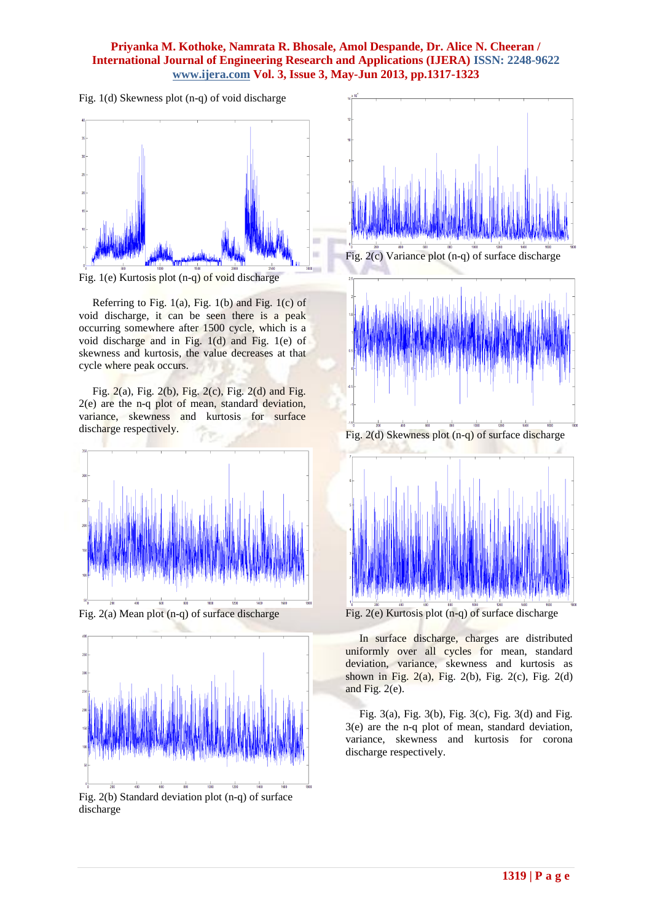Fig. 1(d) Skewness plot (n-q) of void discharge

Fig. 1(e) Kurtosis plot (n-q) of void discharge

Referring to Fig. 1(a), Fig. 1(b) and Fig. 1(c) of void discharge, it can be seen there is a peak occurring somewhere after 1500 cycle, which is a void discharge and in Fig. 1(d) and Fig. 1(e) of skewness and kurtosis, the value decreases at that cycle where peak occurs.

Fig. 2(a), Fig. 2(b), Fig. 2(c), Fig. 2(d) and Fig. 2(e) are the n-q plot of mean, standard deviation, variance, skewness and kurtosis for surface discharge respectively.

Fig. 2(a) Mean plot (n-q) of surface discharge

Fig. 2(b) Standard deviation plot (n-q) of surface discharge

Fig. 2(c) Variance plot (n-q) of surface discharge

Fig. 2(d) Skewness plot (n-q) of surface discharge

Fig. 2(e) Kurtosis plot (n-q) of surface discharge

In surface discharge, charges are distributed uniformly over all cycles for mean, standard deviation, variance, skewness and kurtosis as shown in Fig. 2(a), Fig. 2(b), Fig. 2(c), Fig. 2(d) and Fig. 2(e).

Fig. 3(a), Fig. 3(b), Fig. 3(c), Fig. 3(d) and Fig. 3(e) are the n-q plot of mean, standard deviation, variance, skewness and kurtosis for corona discharge respectively.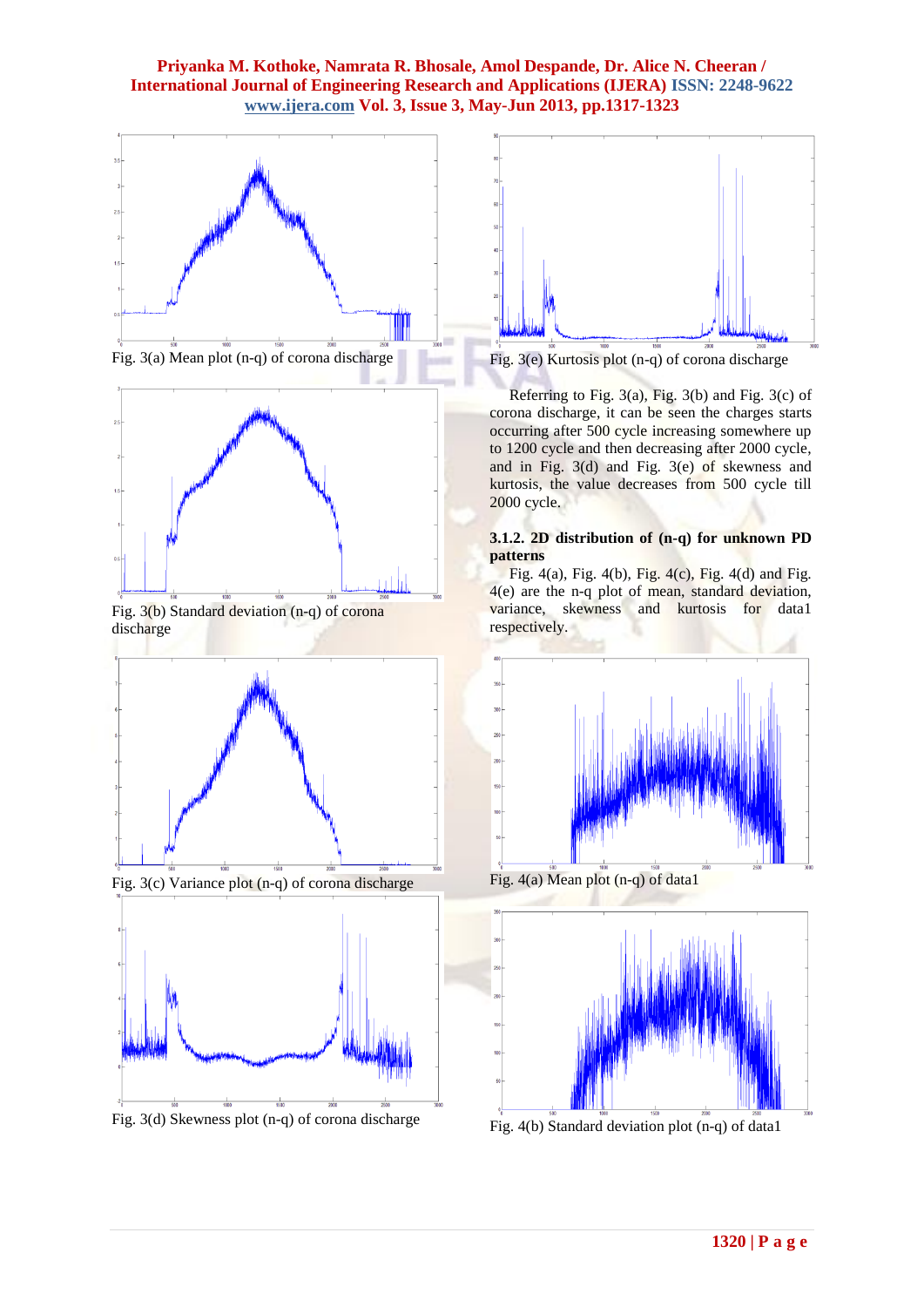Fig. 3(a) Mean plot (n-q) of corona discharge

Fig. 3(b) Standard deviation (n-q) of corona discharge

Fig. 3(c) Variance plot (n-q) of corona discharge

Fig. 3(d) Skewness plot (n-q) of corona discharge

Fig. 3(e) Kurtosis plot (n-q) of corona discharge

Referring to Fig. 3(a), Fig. 3(b) and Fig. 3(c) of corona discharge, it can be seen the charges starts occurring after 500 cycle increasing somewhere up to 1200 cycle and then decreasing after 2000 cycle, and in Fig. 3(d) and Fig. 3(e) of skewness and kurtosis, the value decreases from 500 cycle till 2000 cycle.

### 3.1.2. 2D distribution of (n-q) for unknown PD patterns

Fig. 4(a), Fig. 4(b), Fig. 4(c), Fig. 4(d) and Fig. 4(e) are the n-q plot of mean, standard deviation, variance, skewness and kurtosis for data1 respectively.

Fig. 4(a) Mean plot (n-q) of data1

Fig. 4(b) Standard deviation plot (n-q) of data1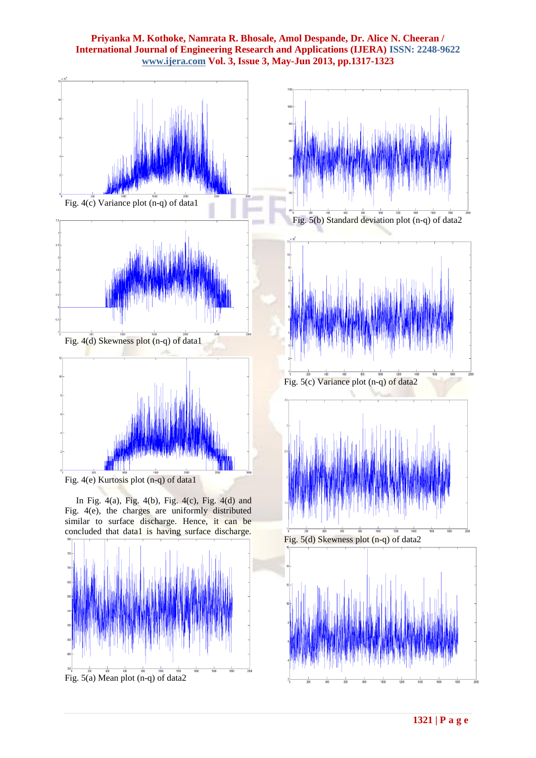Fig. 4(c) Variance plot (n-q) of data1

Fig. 4(d) Skewness plot (n-q) of data1

Fig. 4(e) Kurtosis plot (n-q) of data1

In Fig. 4(a), Fig. 4(b), Fig. 4(c), Fig. 4(d) and Fig. 4(e), the charges are uniformly distributed similar to surface discharge. Hence, it can be concluded that data1 is having surface discharge.

Fig. 5(a) Mean plot (n-q) of data2

Fig. 5(b) Standard deviation plot (n-q) of data2

Fig. 5(c) Variance plot (n-q) of data2

Fig. 5(d) Skewness plot (n-q) of data2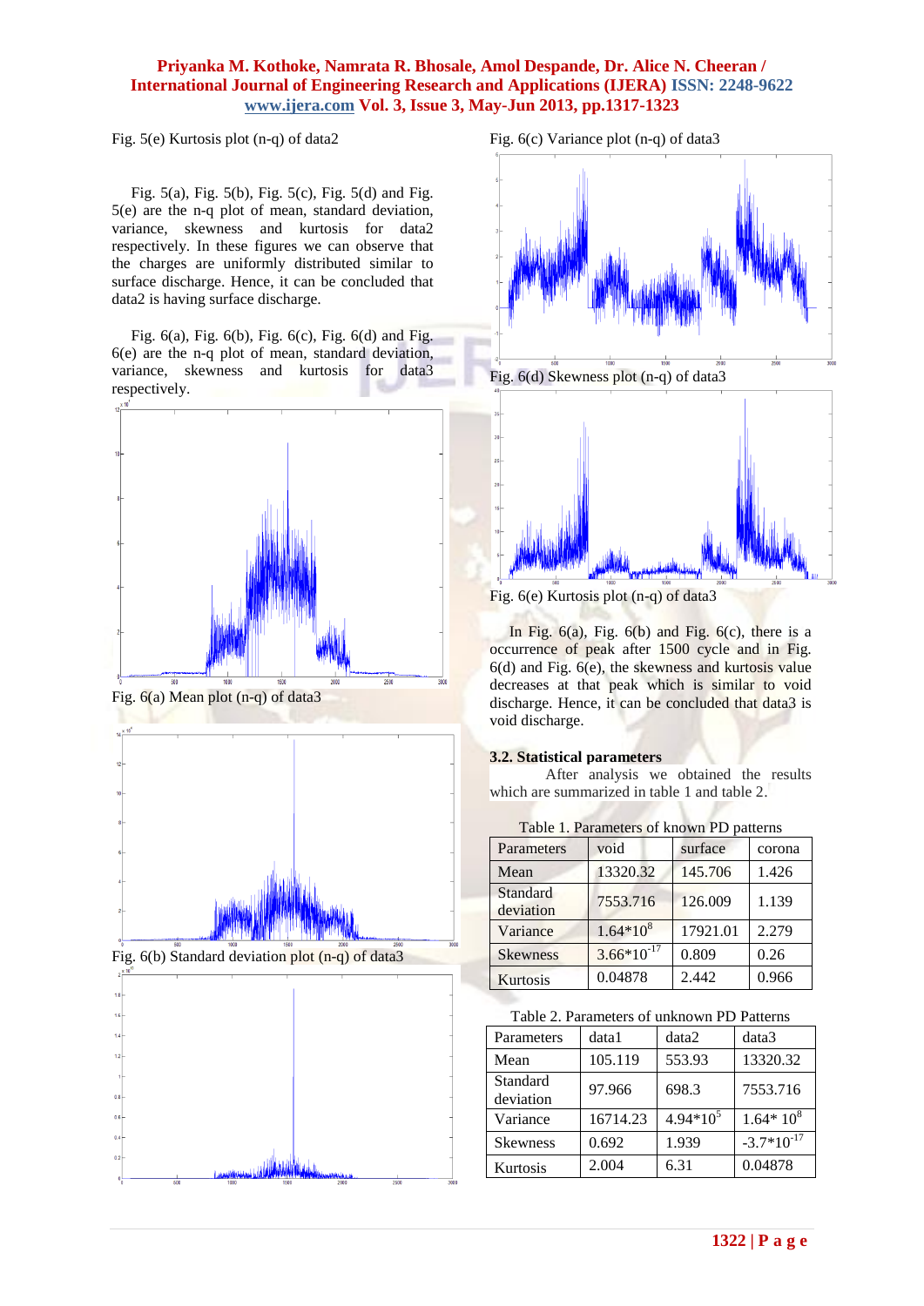Fig. 5(e) Kurtosis plot (n-q) of data2

Fig. 5(a), Fig. 5(b), Fig. 5(c), Fig. 5(d) and Fig. 5(e) are the n-q plot of mean, standard deviation, variance, skewness and kurtosis for data2 respectively. In these figures we can observe that the charges are uniformly distributed similar to surface discharge. Hence, it can be concluded that data2 is having surface discharge.

Fig. 6(a), Fig. 6(b), Fig. 6(c), Fig. 6(d) and Fig. 6(e) are the n-q plot of mean, standard deviation, variance, skewness and kurtosis for data3 respectively.

Fig. 6(a) Mean plot (n-q) of data3

Fig. 6(b) Standard deviation plot (n-q) of data3

Fig. 6(c) Variance plot (n-q) of data3

Fig. 6(d) Skewness plot (n-q) of data3

Fig. 6(e) Kurtosis plot (n-q) of data3

In Fig. 6(a), Fig. 6(b) and Fig. 6(c), there is a occurrence of peak after 1500 cycle and in Fig. 6(d) and Fig. 6(e), the skewness and kurtosis value decreases at that peak which is similar to void discharge. Hence, it can be concluded that data3 is void discharge.

### 3.2. Statistical parameters

After analysis we obtained the results which are summarized in table 1 and table 2.

Table 1. Parameters of known PD patterns

| Parameters | void | surface | corona |
|---|---|---|---|
| Mean | 13320.32 | 145.706 | 1.426 |
| Standard deviation | 7553.716 | 126.009 | 1.139 |
| Variance | $1.64*10^8$ | 17921.01 | 2.279 |
| Skewness | $3.66*10^{-17}$ | 0.809 | 0.26 |
| Kurtosis | 0.04878 | 2.442 | 0.966 |

Table 2. Parameters of unknown PD Patterns

| Parameters | data1 | data2 | data3 |
|---|---|---|---|
| Mean | 105.119 | 553.93 | 13320.32 |
| Standard deviation | 97.966 | 698.3 | 7553.716 |
| Variance | 16714.23 | $4.94*10^5$ | $1.64* 10^8$ |
| Skewness | 0.692 | 1.939 | $-3.7*10^{-17}$ |
| Kurtosis | 2.004 | 6.31 | 0.04878 |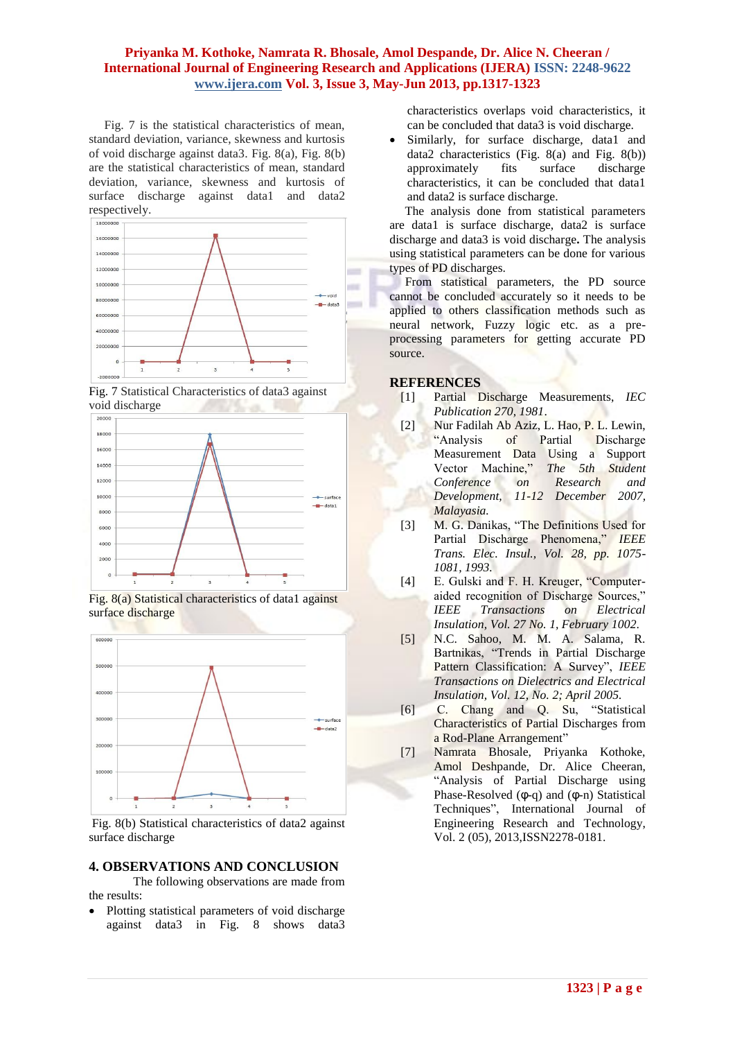Fig. 7 is the statistical characteristics of mean, standard deviation, variance, skewness and kurtosis of void discharge against data3. Fig. 8(a), Fig. 8(b) are the statistical characteristics of mean, standard deviation, variance, skewness and kurtosis of surface discharge against data1 and data2 respectively.

180000000
160000000
140000000
120000000
100000000
80000000
60000000
40000000
20000000
0
-20000000
1 2 3 4 5
void
data3

Fig. 7 Statistical Characteristics of data3 against void discharge

20000
18000
16000
14000
12000
10000
8000
6000
4000
2000
0
1 2 3 4 5
surface
data1

Fig. 8(a) Statistical characteristics of data1 against surface discharge

600000
500000
400000
300000
200000
100000
0
1 2 3 4 5
surface
data2

Fig. 8(b) Statistical characteristics of data2 against surface discharge

## 4. OBSERVATIONS AND CONCLUSION

The following observations are made from the results:

- Plotting statistical parameters of void discharge against data3 in Fig. 8 shows data3 characteristics overlaps void characteristics, it can be concluded that data3 is void discharge.
- Similarly, for surface discharge, data1 and data2 characteristics (Fig. 8(a) and Fig. 8(b)) approximately fits surface discharge characteristics, it can be concluded that data1 and data2 is surface discharge.

The analysis done from statistical parameters are data1 is surface discharge, data2 is surface discharge and data3 is void discharge**.** The analysis using statistical parameters can be done for various types of PD discharges.

From statistical parameters, the PD source cannot be concluded accurately so it needs to be applied to others classification methods such as neural network, Fuzzy logic etc. as a pre-processing parameters for getting accurate PD source.

## REFERENCES

[1] Partial Discharge Measurements, *IEC Publication 270, 1981.*

[2] Nur Fadilah Ab Aziz, L. Hao, P. L. Lewin, "Analysis of Partial Discharge Measurement Data Using a Support Vector Machine," *The 5th Student Conference on Research and Development, 11-12 December 2007, Malayasia.*

[3] M. G. Danikas, "The Definitions Used for Partial Discharge Phenomena," *IEEE Trans. Elec. Insul., Vol. 28, pp. 1075-1081, 1993.*

[4] E. Gulski and F. H. Kreuger, "Computer-aided recognition of Discharge Sources," *IEEE Transactions on Electrical Insulation, Vol. 27 No. 1, February 1002.*

[5] N.C. Sahoo, M. M. A. Salama, R. Bartnikas, "Trends in Partial Discharge Pattern Classification: A Survey", *IEEE Transactions on Dielectrics and Electrical Insulation, Vol. 12, No. 2; April 2005.*

[6] C. Chang and Q. Su, "Statistical Characteristics of Partial Discharges from a Rod-Plane Arrangement"

[7] Namrata Bhosale, Priyanka Kothoke, Amol Deshpande, Dr. Alice Cheeran, "Analysis of Partial Discharge using Phase-Resolved (φ-q) and (φ-n) Statistical Techniques", International Journal of Engineering Research and Technology, Vol. 2 (05), 2013,ISSN2278-0181.